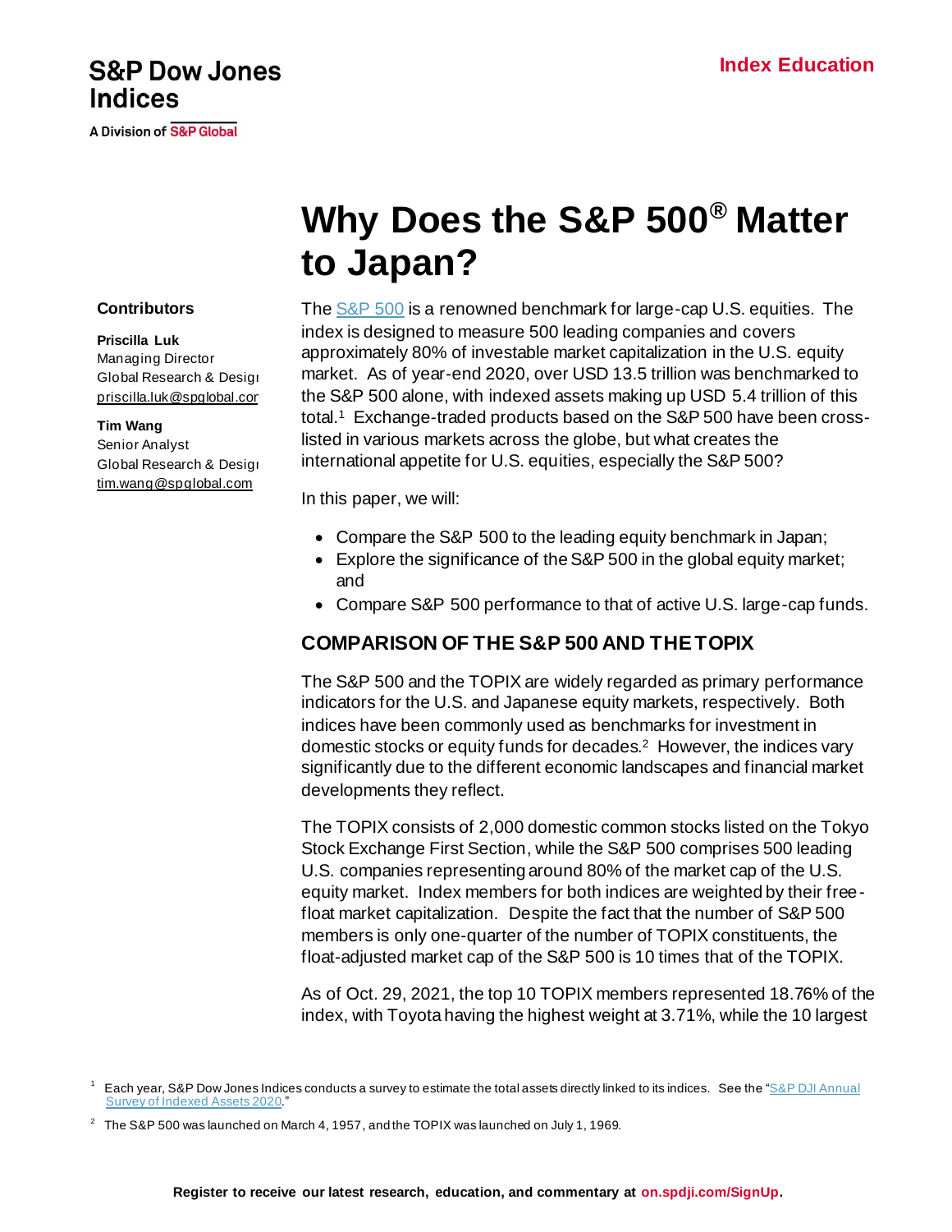S&P Dow Jones Indices

A Division of S&P Global

Index Education

# Why Does the S&P 500® Matter to Japan?

**Contributors**

**Priscilla Luk**
Managing Director
Global Research & Design
priscilla.luk@spglobal.com

**Tim Wang**
Senior Analyst
Global Research & Design
tim.wang@spglobal.com

The S&P 500 is a renowned benchmark for large-cap U.S. equities. The index is designed to measure 500 leading companies and covers approximately 80% of investable market capitalization in the U.S. equity market. As of year-end 2020, over USD 13.5 trillion was benchmarked to the S&P 500 alone, with indexed assets making up USD 5.4 trillion of this total.[1] Exchange-traded products based on the S&P 500 have been cross-listed in various markets across the globe, but what creates the international appetite for U.S. equities, especially the S&P 500?

In this paper, we will:

- Compare the S&P 500 to the leading equity benchmark in Japan;
- Explore the significance of the S&P 500 in the global equity market; and
- Compare S&P 500 performance to that of active U.S. large-cap funds.

## COMPARISON OF THE S&P 500 AND THE TOPIX

The S&P 500 and the TOPIX are widely regarded as primary performance indicators for the U.S. and Japanese equity markets, respectively. Both indices have been commonly used as benchmarks for investment in domestic stocks or equity funds for decades.[2] However, the indices vary significantly due to the different economic landscapes and financial market developments they reflect.

The TOPIX consists of 2,000 domestic common stocks listed on the Tokyo Stock Exchange First Section, while the S&P 500 comprises 500 leading U.S. companies representing around 80% of the market cap of the U.S. equity market. Index members for both indices are weighted by their free-float market capitalization. Despite the fact that the number of S&P 500 members is only one-quarter of the number of TOPIX constituents, the float-adjusted market cap of the S&P 500 is 10 times that of the TOPIX.

As of Oct. 29, 2021, the top 10 TOPIX members represented 18.76% of the index, with Toyota having the highest weight at 3.71%, while the 10 largest

[1] Each year, S&P Dow Jones Indices conducts a survey to estimate the total assets directly linked to its indices. See the "S&P DJI Annual Survey of Indexed Assets 2020."

[2] The S&P 500 was launched on March 4, 1957, and the TOPIX was launched on July 1, 1969.

Register to receive our latest research, education, and commentary at on.spdji.com/SignUp.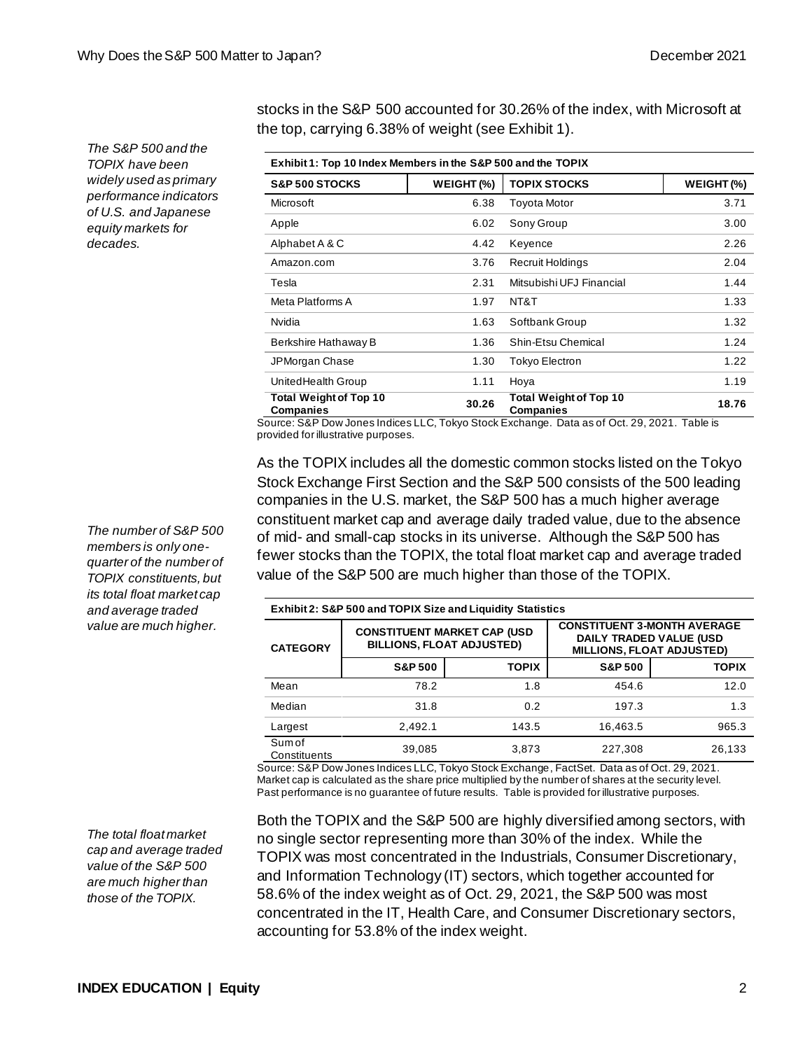stocks in the S&P 500 accounted for 30.26% of the index, with Microsoft at the top, carrying 6.38% of weight (see Exhibit 1).

*The S&P 500 and the TOPIX have been widely used as primary performance indicators of U.S. and Japanese equity markets for decades.*

**Exhibit 1: Top 10 Index Members in the S&P 500 and the TOPIX**

| S&P 500 STOCKS | WEIGHT (%) | TOPIX STOCKS | WEIGHT (%) |
|---|---|---|---|
| Microsoft | 6.38 | Toyota Motor | 3.71 |
| Apple | 6.02 | Sony Group | 3.00 |
| Alphabet A & C | 4.42 | Keyence | 2.26 |
| Amazon.com | 3.76 | Recruit Holdings | 2.04 |
| Tesla | 2.31 | Mitsubishi UFJ Financial | 1.44 |
| Meta Platforms A | 1.97 | NT&T | 1.33 |
| Nvidia | 1.63 | Softbank Group | 1.32 |
| Berkshire Hathaway B | 1.36 | Shin-Etsu Chemical | 1.24 |
| JPMorgan Chase | 1.30 | Tokyo Electron | 1.22 |
| UnitedHealth Group | 1.11 | Hoya | 1.19 |
| **Total Weight of Top 10 Companies** | **30.26** | **Total Weight of Top 10 Companies** | **18.76** |

Source: S&P Dow Jones Indices LLC, Tokyo Stock Exchange. Data as of Oct. 29, 2021. Table is provided for illustrative purposes.

As the TOPIX includes all the domestic common stocks listed on the Tokyo Stock Exchange First Section and the S&P 500 consists of the 500 leading companies in the U.S. market, the S&P 500 has a much higher average constituent market cap and average daily traded value, due to the absence of mid- and small-cap stocks in its universe. Although the S&P 500 has fewer stocks than the TOPIX, the total float market cap and average traded value of the S&P 500 are much higher than those of the TOPIX.

*The number of S&P 500 members is only one-quarter of the number of TOPIX constituents, but its total float market cap and average traded value are much higher.*

**Exhibit 2: S&P 500 and TOPIX Size and Liquidity Statistics**

| CATEGORY | CONSTITUENT MARKET CAP (USD BILLIONS, FLOAT ADJUSTED) | | CONSTITUENT 3-MONTH AVERAGE DAILY TRADED VALUE (USD MILLIONS, FLOAT ADJUSTED) | |
|---|---|---|---|---|
| | S&P 500 | TOPIX | S&P 500 | TOPIX |
| Mean | 78.2 | 1.8 | 454.6 | 12.0 |
| Median | 31.8 | 0.2 | 197.3 | 1.3 |
| Largest | 2,492.1 | 143.5 | 16,463.5 | 965.3 |
| Sum of Constituents | 39,085 | 3,873 | 227,308 | 26,133 |

Source: S&P Dow Jones Indices LLC, Tokyo Stock Exchange, FactSet. Data as of Oct. 29, 2021. Market cap is calculated as the share price multiplied by the number of shares at the security level. Past performance is no guarantee of future results. Table is provided for illustrative purposes.

*The total float market cap and average traded value of the S&P 500 are much higher than those of the TOPIX.*

Both the TOPIX and the S&P 500 are highly diversified among sectors, with no single sector representing more than 30% of the index. While the TOPIX was most concentrated in the Industrials, Consumer Discretionary, and Information Technology (IT) sectors, which together accounted for 58.6% of the index weight as of Oct. 29, 2021, the S&P 500 was most concentrated in the IT, Health Care, and Consumer Discretionary sectors, accounting for 53.8% of the index weight.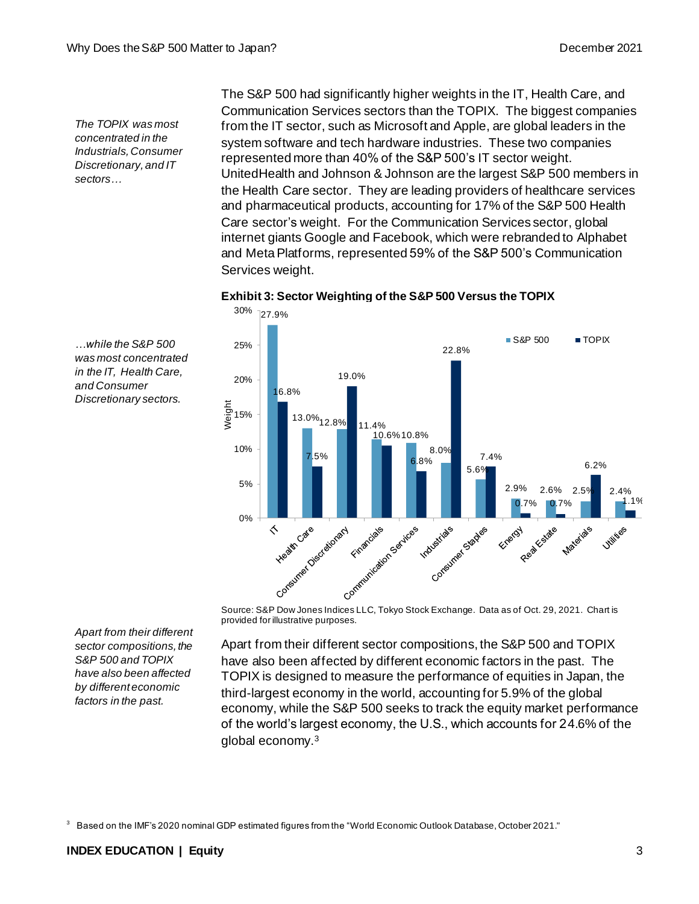*The TOPIX was most concentrated in the Industrials, Consumer Discretionary, and IT sectors…*

The S&P 500 had significantly higher weights in the IT, Health Care, and Communication Services sectors than the TOPIX. The biggest companies from the IT sector, such as Microsoft and Apple, are global leaders in the system software and tech hardware industries. These two companies represented more than 40% of the S&P 500's IT sector weight. UnitedHealth and Johnson & Johnson are the largest S&P 500 members in the Health Care sector. They are leading providers of healthcare services and pharmaceutical products, accounting for 17% of the S&P 500 Health Care sector's weight. For the Communication Services sector, global internet giants Google and Facebook, which were rebranded to Alphabet and Meta Platforms, represented 59% of the S&P 500's Communication Services weight.

*…while the S&P 500 was most concentrated in the IT, Health Care, and Consumer Discretionary sectors.*

**Exhibit 3: Sector Weighting of the S&P 500 Versus the TOPIX**

| Sector | S&P 500 | TOPIX |
|---|---|---|
| IT | 27.9% | 16.8% |
| Health Care | 13.0% | 7.5% |
| Consumer Discretionary | 12.8% | 19.0% |
| Financials | 11.4% | 10.6% |
| Communication Services | 10.8% | 6.8% |
| Industrials | 8.0% | 22.8% |
| Consumer Staples | 5.6% | 7.4% |
| Energy | 2.9% | 0.7% |
| Real Estate | 2.6% | 0.7% |
| Materials | 2.5% | 6.2% |
| Utilities | 2.4% | 1.1% |

Source: S&P Dow Jones Indices LLC, Tokyo Stock Exchange. Data as of Oct. 29, 2021. Chart is provided for illustrative purposes.

*Apart from their different sector compositions, the S&P 500 and TOPIX have also been affected by different economic factors in the past.*

Apart from their different sector compositions, the S&P 500 and TOPIX have also been affected by different economic factors in the past. The TOPIX is designed to measure the performance of equities in Japan, the third-largest economy in the world, accounting for 5.9% of the global economy, while the S&P 500 seeks to track the equity market performance of the world's largest economy, the U.S., which accounts for 24.6% of the global economy.[3]

[3] Based on the IMF's 2020 nominal GDP estimated figures from the "World Economic Outlook Database, October 2021."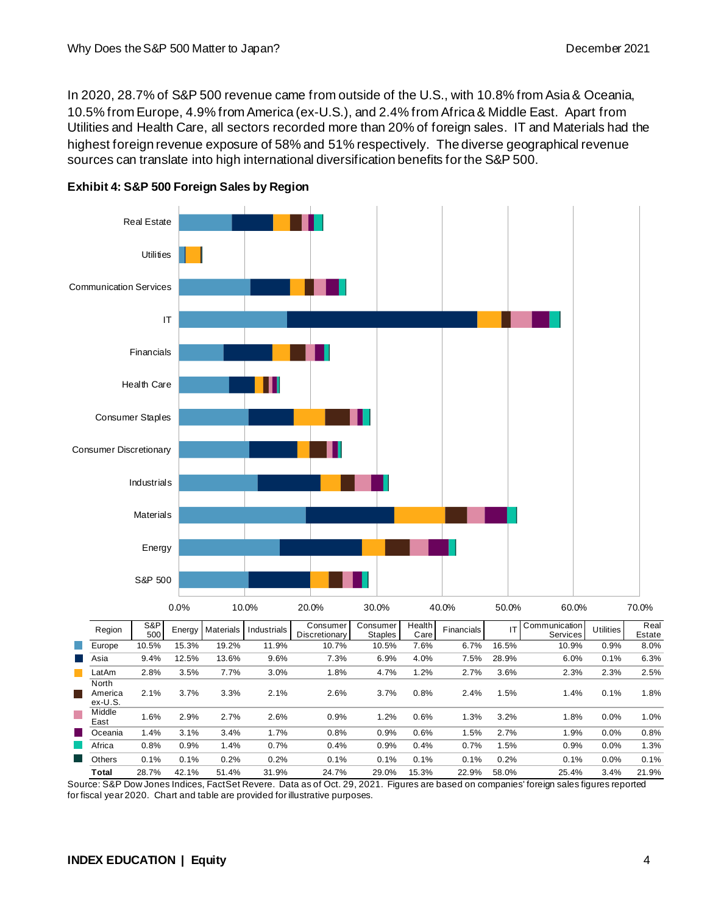In 2020, 28.7% of S&P 500 revenue came from outside of the U.S., with 10.8% from Asia & Oceania, 10.5% from Europe, 4.9% from America (ex-U.S.), and 2.4% from Africa & Middle East. Apart from Utilities and Health Care, all sectors recorded more than 20% of foreign sales. IT and Materials had the highest foreign revenue exposure of 58% and 51% respectively. The diverse geographical revenue sources can translate into high international diversification benefits for the S&P 500.

**Exhibit 4: S&P 500 Foreign Sales by Region**

| Region | S&P 500 | Energy | Materials | Industrials | Consumer Discretionary | Consumer Staples | Health Care | Financials | IT | Communication Services | Utilities | Real Estate |
|---|---|---|---|---|---|---|---|---|---|---|---|---|
| Europe | 10.5% | 15.3% | 19.2% | 11.9% | 10.7% | 10.5% | 7.6% | 6.7% | 16.5% | 10.9% | 0.9% | 8.0% |
| Asia | 9.4% | 12.5% | 13.6% | 9.6% | 7.3% | 6.9% | 4.0% | 7.5% | 28.9% | 6.0% | 0.1% | 6.3% |
| LatAm | 2.8% | 3.5% | 7.7% | 3.0% | 1.8% | 4.7% | 1.2% | 2.7% | 3.6% | 2.3% | 2.3% | 2.5% |
| North America ex-U.S. | 2.1% | 3.7% | 3.3% | 2.1% | 2.6% | 3.7% | 0.8% | 2.4% | 1.5% | 1.4% | 0.1% | 1.8% |
| Middle East | 1.6% | 2.9% | 2.7% | 2.6% | 0.9% | 1.2% | 0.6% | 1.3% | 3.2% | 1.8% | 0.0% | 1.0% |
| Oceania | 1.4% | 3.1% | 3.4% | 1.7% | 0.8% | 0.9% | 0.6% | 1.5% | 2.7% | 1.9% | 0.0% | 0.8% |
| Africa | 0.8% | 0.9% | 1.4% | 0.7% | 0.4% | 0.9% | 0.4% | 0.7% | 1.5% | 0.9% | 0.0% | 1.3% |
| Others | 0.1% | 0.1% | 0.2% | 0.2% | 0.1% | 0.1% | 0.1% | 0.1% | 0.2% | 0.1% | 0.0% | 0.1% |
| **Total** | 28.7% | 42.1% | 51.4% | 31.9% | 24.7% | 29.0% | 15.3% | 22.9% | 58.0% | 25.4% | 3.4% | 21.9% |

Source: S&P Dow Jones Indices, FactSet Revere. Data as of Oct. 29, 2021. Figures are based on companies' foreign sales figures reported for fiscal year 2020. Chart and table are provided for illustrative purposes.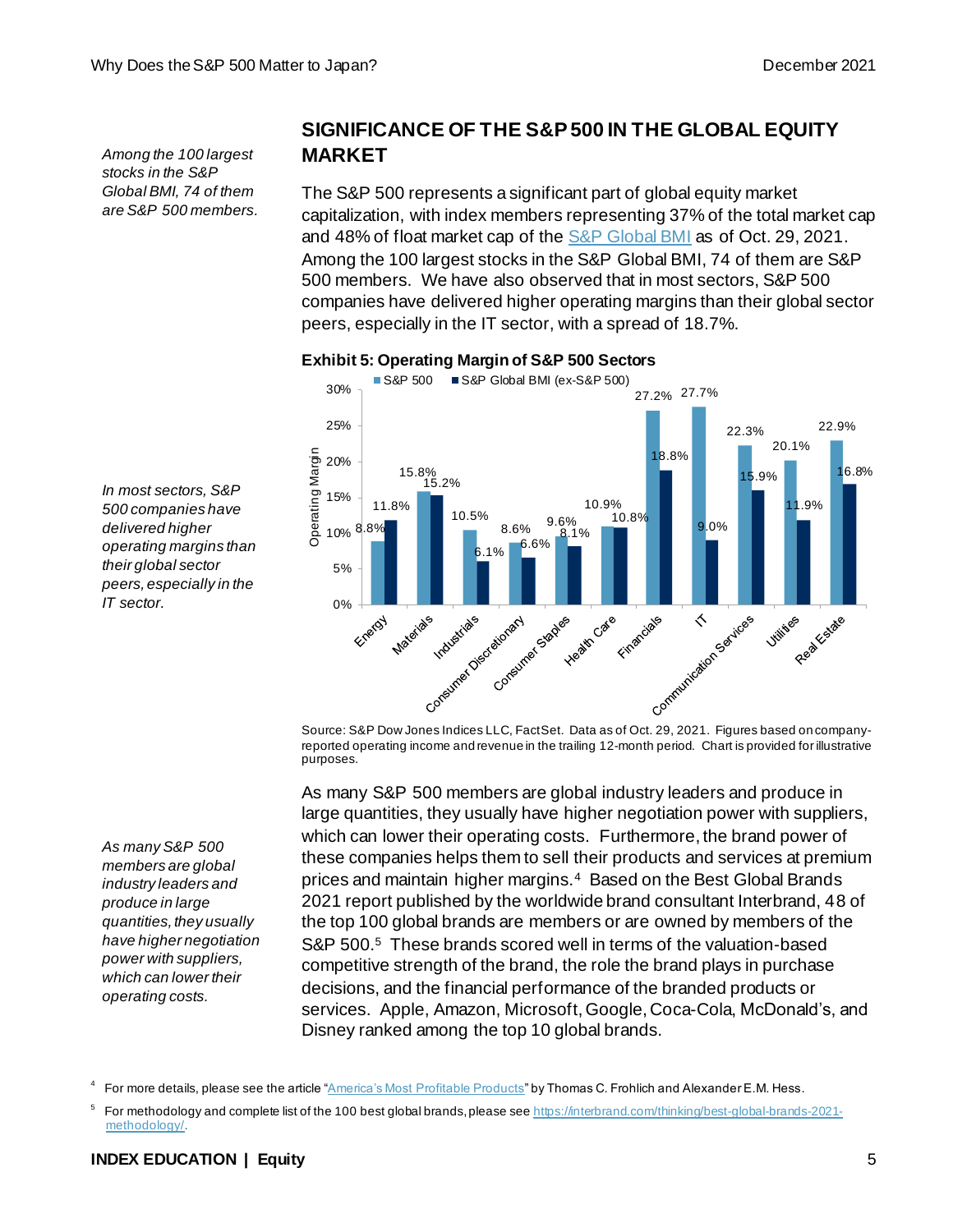## SIGNIFICANCE OF THE S&P 500 IN THE GLOBAL EQUITY MARKET

*Among the 100 largest stocks in the S&P Global BMI, 74 of them are S&P 500 members.*

The S&P 500 represents a significant part of global equity market capitalization, with index members representing 37% of the total market cap and 48% of float market cap of the S&P Global BMI as of Oct. 29, 2021. Among the 100 largest stocks in the S&P Global BMI, 74 of them are S&P 500 members. We have also observed that in most sectors, S&P 500 companies have delivered higher operating margins than their global sector peers, especially in the IT sector, with a spread of 18.7%.

*In most sectors, S&P 500 companies have delivered higher operating margins than their global sector peers, especially in the IT sector.*

**Exhibit 5: Operating Margin of S&P 500 Sectors**

| Sector | S&P 500 | S&P Global BMI (ex-S&P 500) |
|---|---|---|
| Energy | 8.8% | 11.8% |
| Materials | 15.8% | 15.2% |
| Industrials | 10.5% | 6.1% |
| Consumer Discretionary | 8.6% | 6.6% |
| Consumer Staples | 9.6% | 8.1% |
| Health Care | 10.9% | 10.8% |
| Financials | 27.2% | 18.8% |
| IT | 27.7% | 9.0% |
| Communication Services | 22.3% | 15.9% |
| Utilities | 20.1% | 11.9% |
| Real Estate | 22.9% | 16.8% |

Source: S&P Dow Jones Indices LLC, FactSet. Data as of Oct. 29, 2021. Figures based on company-reported operating income and revenue in the trailing 12-month period. Chart is provided for illustrative purposes.

*As many S&P 500 members are global industry leaders and produce in large quantities, they usually have higher negotiation power with suppliers, which can lower their operating costs.*

As many S&P 500 members are global industry leaders and produce in large quantities, they usually have higher negotiation power with suppliers, which can lower their operating costs. Furthermore, the brand power of these companies helps them to sell their products and services at premium prices and maintain higher margins.[4] Based on the Best Global Brands 2021 report published by the worldwide brand consultant Interbrand, 48 of the top 100 global brands are members or are owned by members of the S&P 500.[5] These brands scored well in terms of the valuation-based competitive strength of the brand, the role the brand plays in purchase decisions, and the financial performance of the branded products or services. Apple, Amazon, Microsoft, Google, Coca-Cola, McDonald's, and Disney ranked among the top 10 global brands.

[4] For more details, please see the article "America's Most Profitable Products" by Thomas C. Frohlich and Alexander E.M. Hess.

[5] For methodology and complete list of the 100 best global brands, please see https://interbrand.com/thinking/best-global-brands-2021-methodology/.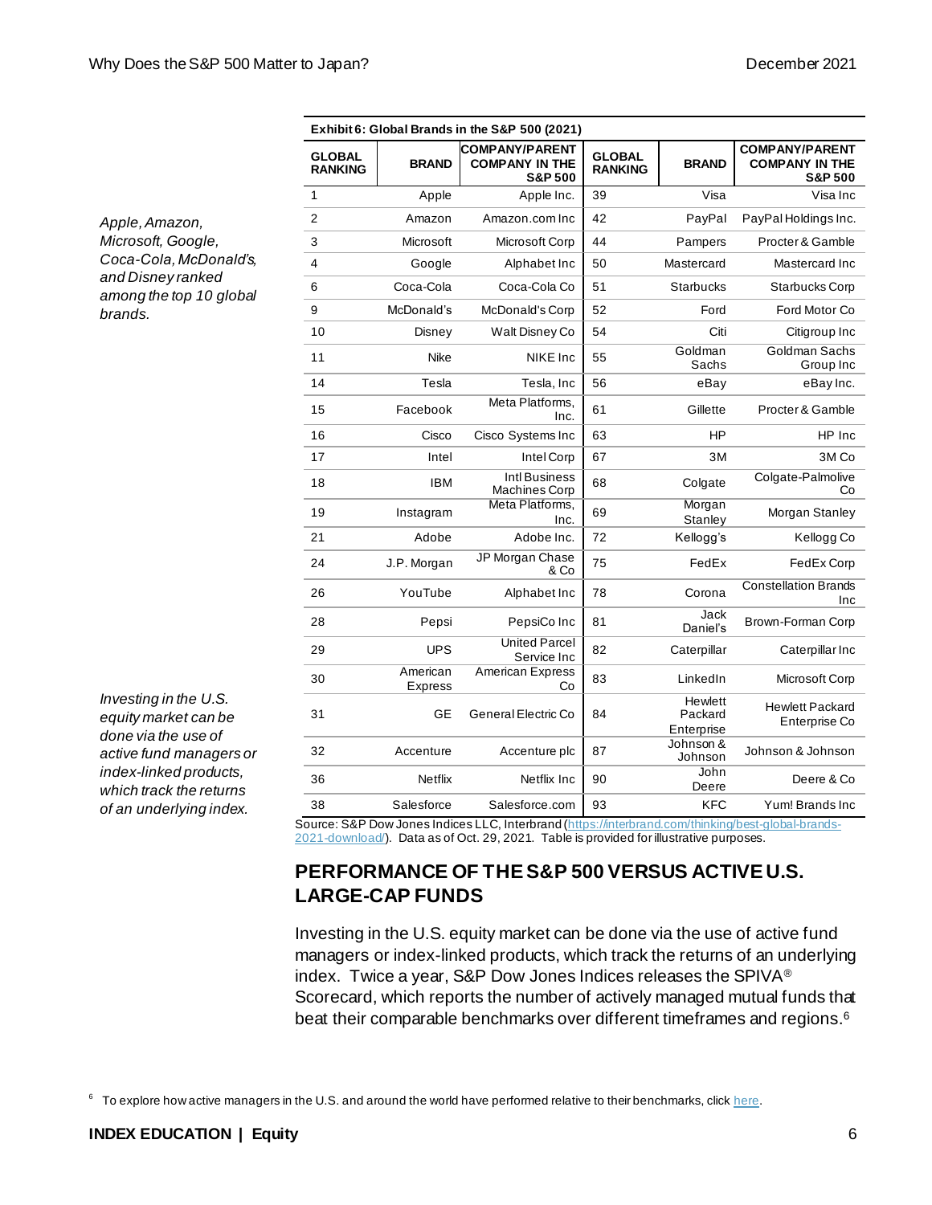*Apple, Amazon, Microsoft, Google, Coca-Cola, McDonald's, and Disney ranked among the top 10 global brands.*

**Exhibit 6: Global Brands in the S&P 500 (2021)**

| GLOBAL RANKING | BRAND | COMPANY/PARENT COMPANY IN THE S&P 500 | GLOBAL RANKING | BRAND | COMPANY/PARENT COMPANY IN THE S&P 500 |
|---|---|---|---|---|---|
| 1 | Apple | Apple Inc. | 39 | Visa | Visa Inc |
| 2 | Amazon | Amazon.com Inc | 42 | PayPal | PayPal Holdings Inc. |
| 3 | Microsoft | Microsoft Corp | 44 | Pampers | Procter & Gamble |
| 4 | Google | Alphabet Inc | 50 | Mastercard | Mastercard Inc |
| 6 | Coca-Cola | Coca-Cola Co | 51 | Starbucks | Starbucks Corp |
| 9 | McDonald's | McDonald's Corp | 52 | Ford | Ford Motor Co |
| 10 | Disney | Walt Disney Co | 54 | Citi | Citigroup Inc |
| 11 | Nike | NIKE Inc | 55 | Goldman Sachs | Goldman Sachs Group Inc |
| 14 | Tesla | Tesla, Inc | 56 | eBay | eBay Inc. |
| 15 | Facebook | Meta Platforms, Inc. | 61 | Gillette | Procter & Gamble |
| 16 | Cisco | Cisco Systems Inc | 63 | HP | HP Inc |
| 17 | Intel | Intel Corp | 67 | 3M | 3M Co |
| 18 | IBM | Intl Business Machines Corp | 68 | Colgate | Colgate-Palmolive Co |
| 19 | Instagram | Meta Platforms, Inc. | 69 | Morgan Stanley | Morgan Stanley |
| 21 | Adobe | Adobe Inc. | 72 | Kellogg's | Kellogg Co |
| 24 | J.P. Morgan | JP Morgan Chase & Co | 75 | FedEx | FedEx Corp |
| 26 | YouTube | Alphabet Inc | 78 | Corona | Constellation Brands Inc |
| 28 | Pepsi | PepsiCo Inc | 81 | Jack Daniel's | Brown-Forman Corp |
| 29 | UPS | United Parcel Service Inc | 82 | Caterpillar | Caterpillar Inc |
| 30 | American Express | American Express Co | 83 | LinkedIn | Microsoft Corp |
| 31 | GE | General Electric Co | 84 | Hewlett Packard Enterprise | Hewlett Packard Enterprise Co |
| 32 | Accenture | Accenture plc | 87 | Johnson & Johnson | Johnson & Johnson |
| 36 | Netflix | Netflix Inc | 90 | John Deere | Deere & Co |
| 38 | Salesforce | Salesforce.com | 93 | KFC | Yum! Brands Inc |

Source: S&P Dow Jones Indices LLC, Interbrand (https://interbrand.com/thinking/best-global-brands-2021-download/). Data as of Oct. 29, 2021. Table is provided for illustrative purposes.

## PERFORMANCE OF THE S&P 500 VERSUS ACTIVE U.S. LARGE-CAP FUNDS

*Investing in the U.S. equity market can be done via the use of active fund managers or index-linked products, which track the returns of an underlying index.*

Investing in the U.S. equity market can be done via the use of active fund managers or index-linked products, which track the returns of an underlying index. Twice a year, S&P Dow Jones Indices releases the SPIVA® Scorecard, which reports the number of actively managed mutual funds that beat their comparable benchmarks over different timeframes and regions.[6]

[6] To explore how active managers in the U.S. and around the world have performed relative to their benchmarks, click here.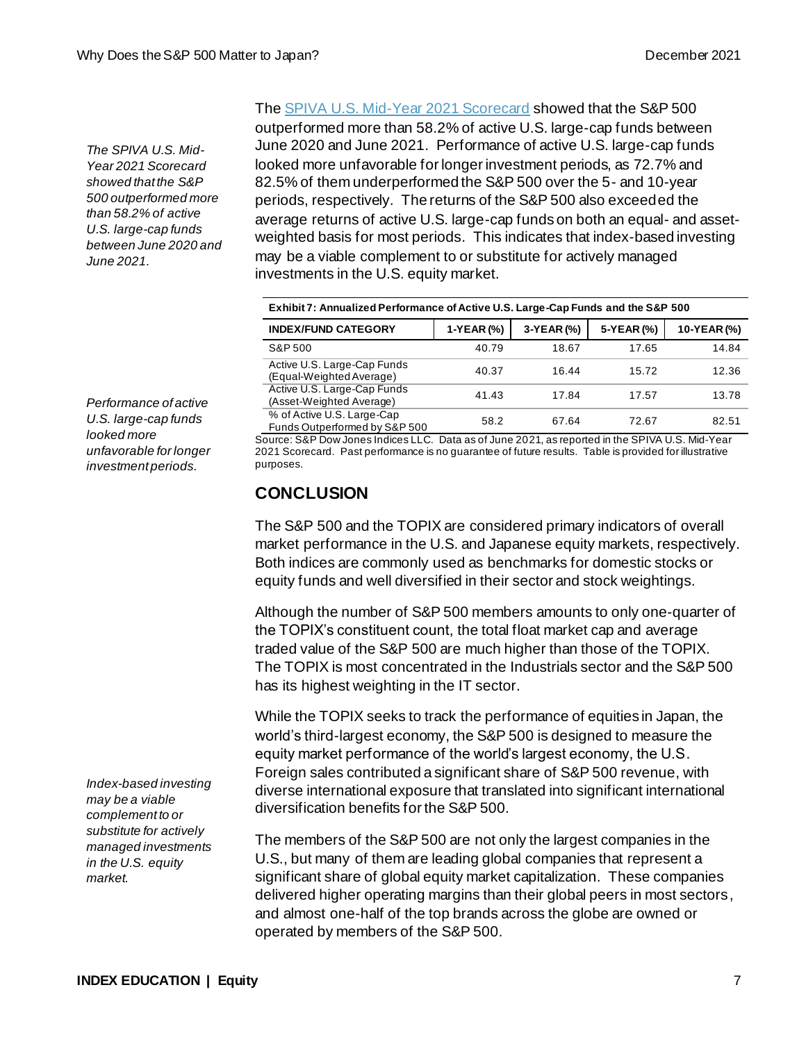*The SPIVA U.S. Mid-Year 2021 Scorecard showed that the S&P 500 outperformed more than 58.2% of active U.S. large-cap funds between June 2020 and June 2021.*

The [SPIVA U.S. Mid-Year 2021 Scorecard](#) showed that the S&P 500 outperformed more than 58.2% of active U.S. large-cap funds between June 2020 and June 2021. Performance of active U.S. large-cap funds looked more unfavorable for longer investment periods, as 72.7% and 82.5% of them underperformed the S&P 500 over the 5- and 10-year periods, respectively. The returns of the S&P 500 also exceeded the average returns of active U.S. large-cap funds on both an equal- and asset-weighted basis for most periods. This indicates that index-based investing may be a viable complement to or substitute for actively managed investments in the U.S. equity market.

*Performance of active U.S. large-cap funds looked more unfavorable for longer investment periods.*

**Exhibit 7: Annualized Performance of Active U.S. Large-Cap Funds and the S&P 500**

| INDEX/FUND CATEGORY | 1-YEAR (%) | 3-YEAR (%) | 5-YEAR (%) | 10-YEAR (%) |
|---|---|---|---|---|
| S&P 500 | 40.79 | 18.67 | 17.65 | 14.84 |
| Active U.S. Large-Cap Funds (Equal-Weighted Average) | 40.37 | 16.44 | 15.72 | 12.36 |
| Active U.S. Large-Cap Funds (Asset-Weighted Average) | 41.43 | 17.84 | 17.57 | 13.78 |
| % of Active U.S. Large-Cap Funds Outperformed by S&P 500 | 58.2 | 67.64 | 72.67 | 82.51 |

Source: S&P Dow Jones Indices LLC. Data as of June 2021, as reported in the SPIVA U.S. Mid-Year 2021 Scorecard. Past performance is no guarantee of future results. Table is provided for illustrative purposes.

## CONCLUSION

The S&P 500 and the TOPIX are considered primary indicators of overall market performance in the U.S. and Japanese equity markets, respectively. Both indices are commonly used as benchmarks for domestic stocks or equity funds and well diversified in their sector and stock weightings.

Although the number of S&P 500 members amounts to only one-quarter of the TOPIX's constituent count, the total float market cap and average traded value of the S&P 500 are much higher than those of the TOPIX. The TOPIX is most concentrated in the Industrials sector and the S&P 500 has its highest weighting in the IT sector.

*Index-based investing may be a viable complement to or substitute for actively managed investments in the U.S. equity market.*

While the TOPIX seeks to track the performance of equities in Japan, the world's third-largest economy, the S&P 500 is designed to measure the equity market performance of the world's largest economy, the U.S. Foreign sales contributed a significant share of S&P 500 revenue, with diverse international exposure that translated into significant international diversification benefits for the S&P 500.

The members of the S&P 500 are not only the largest companies in the U.S., but many of them are leading global companies that represent a significant share of global equity market capitalization. These companies delivered higher operating margins than their global peers in most sectors, and almost one-half of the top brands across the globe are owned or operated by members of the S&P 500.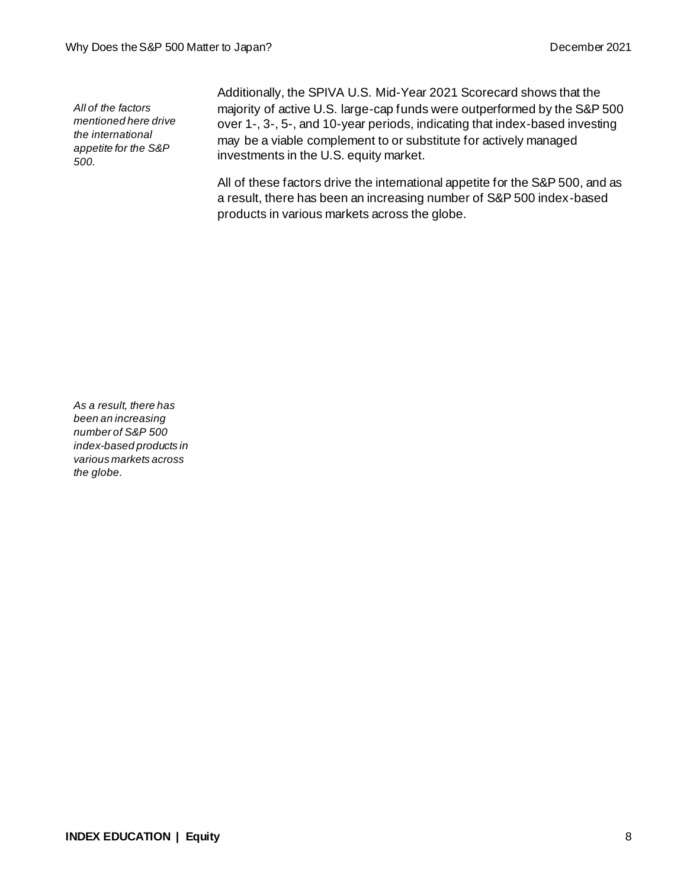*All of the factors mentioned here drive the international appetite for the S&P 500.*

Additionally, the SPIVA U.S. Mid-Year 2021 Scorecard shows that the majority of active U.S. large-cap funds were outperformed by the S&P 500 over 1-, 3-, 5-, and 10-year periods, indicating that index-based investing may be a viable complement to or substitute for actively managed investments in the U.S. equity market.

All of these factors drive the international appetite for the S&P 500, and as a result, there has been an increasing number of S&P 500 index-based products in various markets across the globe.

*As a result, there has been an increasing number of S&P 500 index-based products in various markets across the globe.*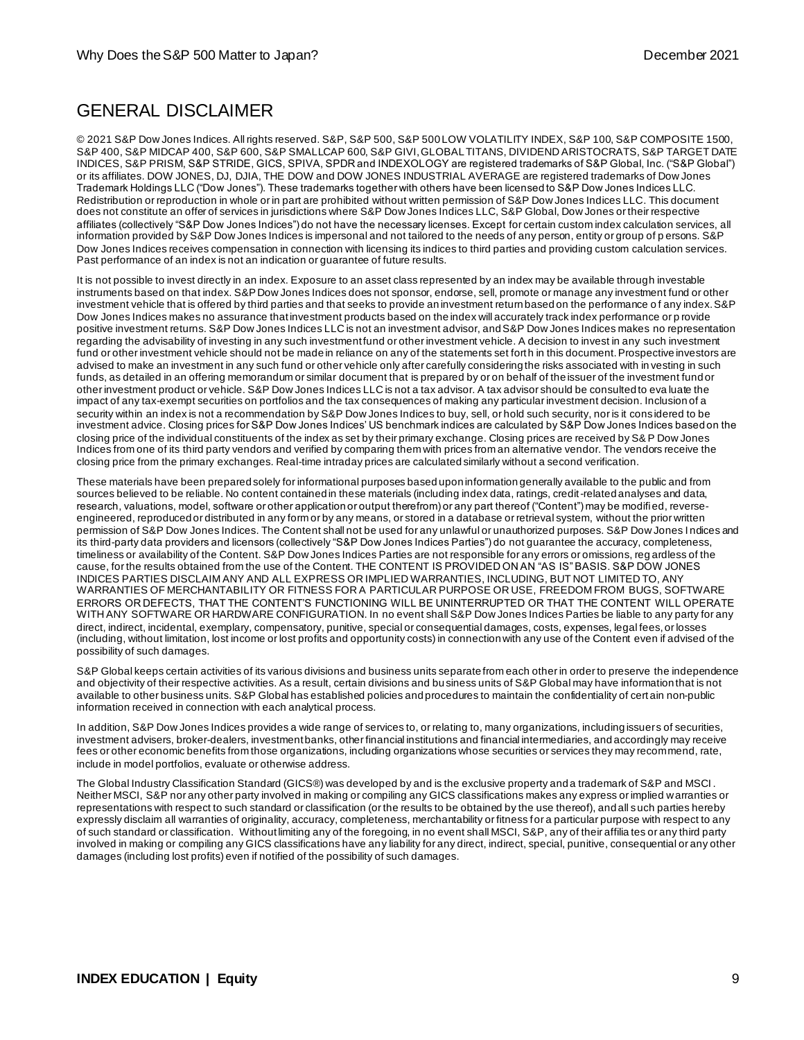# GENERAL DISCLAIMER

© 2021 S&P Dow Jones Indices. All rights reserved. S&P, S&P 500, S&P 500 LOW VOLATILITY INDEX, S&P 100, S&P COMPOSITE 1500, S&P 400, S&P MIDCAP 400, S&P 600, S&P SMALLCAP 600, S&P GIVI, GLOBAL TITANS, DIVIDEND ARISTOCRATS, S&P TARGET DATE INDICES, S&P PRISM, S&P STRIDE, GICS, SPIVA, SPDR and INDEXOLOGY are registered trademarks of S&P Global, Inc. ("S&P Global") or its affiliates. DOW JONES, DJ, DJIA, THE DOW and DOW JONES INDUSTRIAL AVERAGE are registered trademarks of Dow Jones Trademark Holdings LLC ("Dow Jones"). These trademarks together with others have been licensed to S&P Dow Jones Indices LLC. Redistribution or reproduction in whole or in part are prohibited without written permission of S&P Dow Jones Indices LLC. This document does not constitute an offer of services in jurisdictions where S&P Dow Jones Indices LLC, S&P Global, Dow Jones or their respective affiliates (collectively "S&P Dow Jones Indices") do not have the necessary licenses. Except for certain custom index calculation services, all information provided by S&P Dow Jones Indices is impersonal and not tailored to the needs of any person, entity or group of persons. S&P Dow Jones Indices receives compensation in connection with licensing its indices to third parties and providing custom calculation services. Past performance of an index is not an indication or guarantee of future results.

It is not possible to invest directly in an index. Exposure to an asset class represented by an index may be available through investable instruments based on that index. S&P Dow Jones Indices does not sponsor, endorse, sell, promote or manage any investment fund or other investment vehicle that is offered by third parties and that seeks to provide an investment return based on the performance of any index. S&P Dow Jones Indices makes no assurance that investment products based on the index will accurately track index performance or provide positive investment returns. S&P Dow Jones Indices LLC is not an investment advisor, and S&P Dow Jones Indices makes no representation regarding the advisability of investing in any such investment fund or other investment vehicle. A decision to invest in any such investment fund or other investment vehicle should not be made in reliance on any of the statements set forth in this document. Prospective investors are advised to make an investment in any such fund or other vehicle only after carefully considering the risks associated with investing in such funds, as detailed in an offering memorandum or similar document that is prepared by or on behalf of the issuer of the investment fund or other investment product or vehicle. S&P Dow Jones Indices LLC is not a tax advisor. A tax advisor should be consulted to evaluate the impact of any tax-exempt securities on portfolios and the tax consequences of making any particular investment decision. Inclusion of a security within an index is not a recommendation by S&P Dow Jones Indices to buy, sell, or hold such security, nor is it considered to be investment advice. Closing prices for S&P Dow Jones Indices' US benchmark indices are calculated by S&P Dow Jones Indices based on the closing price of the individual constituents of the index as set by their primary exchange. Closing prices are received by S&P Dow Jones Indices from one of its third party vendors and verified by comparing them with prices from an alternative vendor. The vendors receive the closing price from the primary exchanges. Real-time intraday prices are calculated similarly without a second verification.

These materials have been prepared solely for informational purposes based upon information generally available to the public and from sources believed to be reliable. No content contained in these materials (including index data, ratings, credit-related analyses and data, research, valuations, model, software or other application or output therefrom) or any part thereof ("Content") may be modified, reverse-engineered, reproduced or distributed in any form or by any means, or stored in a database or retrieval system, without the prior written permission of S&P Dow Jones Indices. The Content shall not be used for any unlawful or unauthorized purposes. S&P Dow Jones Indices and its third-party data providers and licensors (collectively "S&P Dow Jones Indices Parties") do not guarantee the accuracy, completeness, timeliness or availability of the Content. S&P Dow Jones Indices Parties are not responsible for any errors or omissions, regardless of the cause, for the results obtained from the use of the Content. THE CONTENT IS PROVIDED ON AN "AS IS" BASIS. S&P DOW JONES INDICES PARTIES DISCLAIM ANY AND ALL EXPRESS OR IMPLIED WARRANTIES, INCLUDING, BUT NOT LIMITED TO, ANY WARRANTIES OF MERCHANTABILITY OR FITNESS FOR A PARTICULAR PURPOSE OR USE, FREEDOM FROM BUGS, SOFTWARE ERRORS OR DEFECTS, THAT THE CONTENT'S FUNCTIONING WILL BE UNINTERRUPTED OR THAT THE CONTENT WILL OPERATE WITH ANY SOFTWARE OR HARDWARE CONFIGURATION. In no event shall S&P Dow Jones Indices Parties be liable to any party for any direct, indirect, incidental, exemplary, compensatory, punitive, special or consequential damages, costs, expenses, legal fees, or losses (including, without limitation, lost income or lost profits and opportunity costs) in connection with any use of the Content even if advised of the possibility of such damages.

S&P Global keeps certain activities of its various divisions and business units separate from each other in order to preserve the independence and objectivity of their respective activities. As a result, certain divisions and business units of S&P Global may have information that is not available to other business units. S&P Global has established policies and procedures to maintain the confidentiality of certain non-public information received in connection with each analytical process.

In addition, S&P Dow Jones Indices provides a wide range of services to, or relating to, many organizations, including issuers of securities, investment advisers, broker-dealers, investment banks, other financial institutions and financial intermediaries, and accordingly may receive fees or other economic benefits from those organizations, including organizations whose securities or services they may recommend, rate, include in model portfolios, evaluate or otherwise address.

The Global Industry Classification Standard (GICS®) was developed by and is the exclusive property and a trademark of S&P and MSCI. Neither MSCI, S&P nor any other party involved in making or compiling any GICS classifications makes any express or implied warranties or representations with respect to such standard or classification (or the results to be obtained by the use thereof), and all such parties hereby expressly disclaim all warranties of originality, accuracy, completeness, merchantability or fitness for a particular purpose with respect to any of such standard or classification. Without limiting any of the foregoing, in no event shall MSCI, S&P, any of their affiliates or any third party involved in making or compiling any GICS classifications have any liability for any direct, indirect, special, punitive, consequential or any other damages (including lost profits) even if notified of the possibility of such damages.